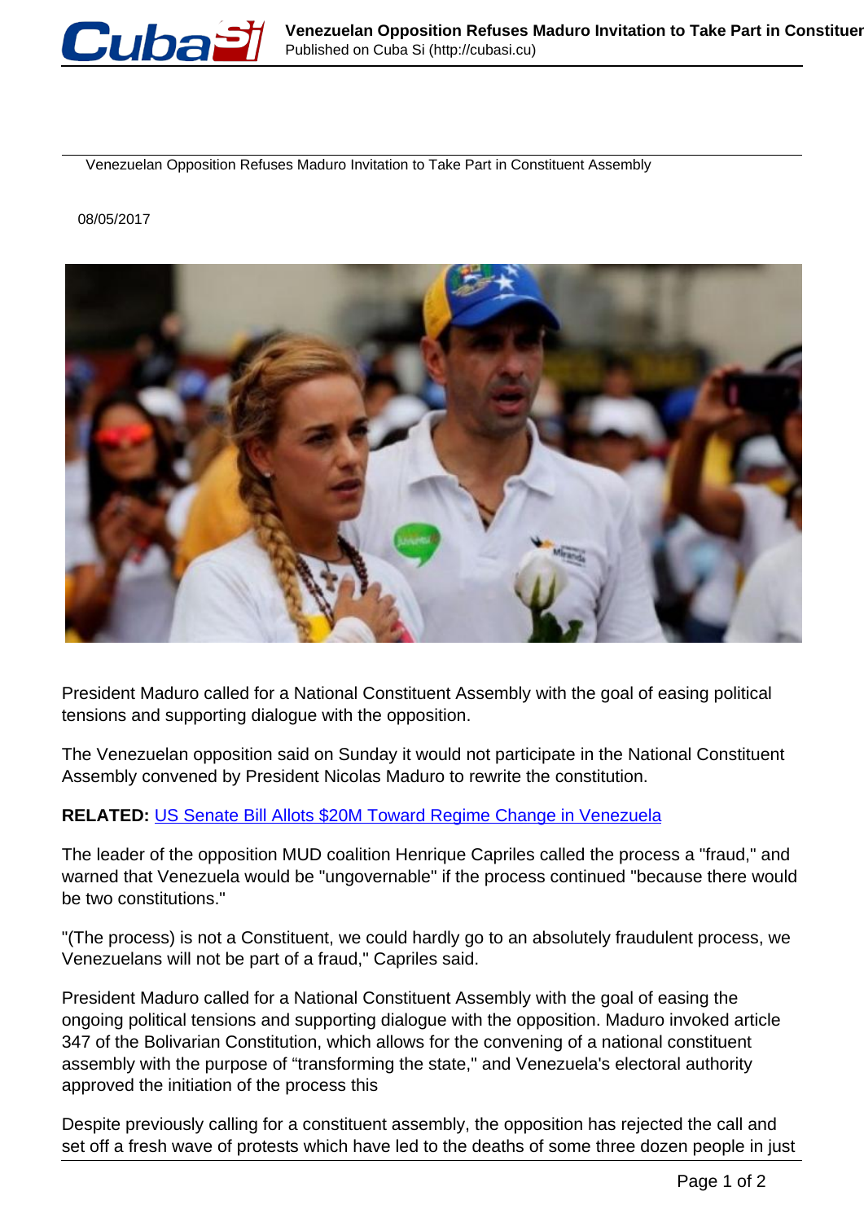Venezuelan Opposition Refuses Maduro Invitation to Take Part in Constituent Assembly

08/05/2017

President Maduro called for a National Constituent Assembly with the goal of easing political tensions and supporting dialogue with the opposition.

The Venezuelan opposition said on Sunday it would not participate in the National Constituent Assembly convened by President Nicolas Maduro to rewrite the constitution.

**RELATED:** US Senate Bill Allots $20M Toward Regime Change in Venezuela

The leader of the opposition MUD coalition Henrique Capriles called the process a "fraud," and warned that Venezuela would be "ungovernable" if the process continued "because there would be two constitutions."

"(The process) is not a Constituent, we could hardly go to an absolutely fraudulent process, we Venezuelans will not be part of a fraud," Capriles said.

President Maduro called for a National Constituent Assembly with the goal of easing the ongoing political tensions and supporting dialogue with the opposition. Maduro invoked article 347 of the Bolivarian Constitution, which allows for the convening of a national constituent assembly with the purpose of "transforming the state," and Venezuela's electoral authority approved the initiation of the process this

Despite previously calling for a constituent assembly, the opposition has rejected the call and set off a fresh wave of protests which have led to the deaths of some three dozen people in just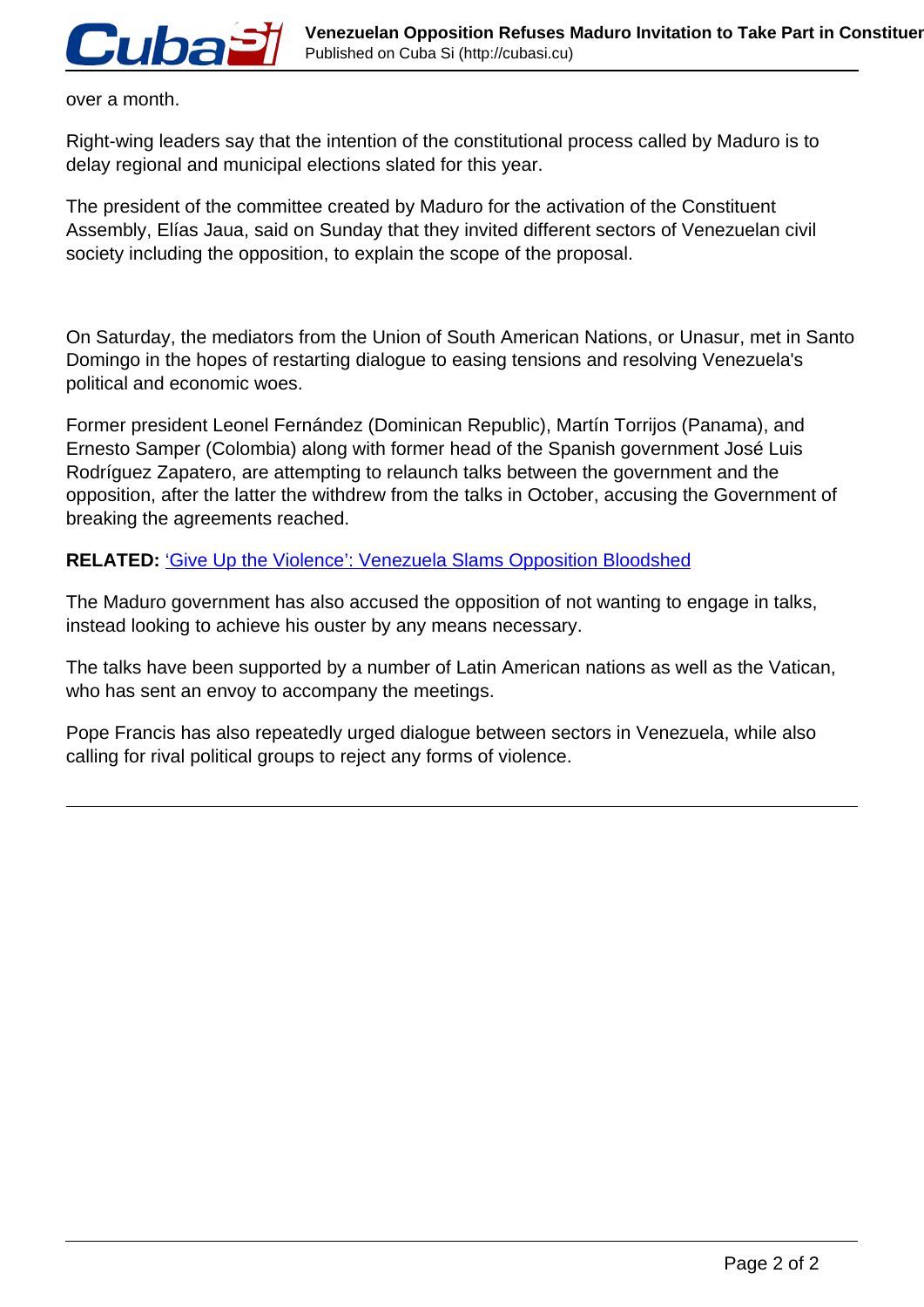over a month.

Right-wing leaders say that the intention of the constitutional process called by Maduro is to delay regional and municipal elections slated for this year.

The president of the committee created by Maduro for the activation of the Constituent Assembly, Elías Jaua, said on Sunday that they invited different sectors of Venezuelan civil society including the opposition, to explain the scope of the proposal.

On Saturday, the mediators from the Union of South American Nations, or Unasur, met in Santo Domingo in the hopes of restarting dialogue to easing tensions and resolving Venezuela's political and economic woes.

Former president Leonel Fernández (Dominican Republic), Martín Torrijos (Panama), and Ernesto Samper (Colombia) along with former head of the Spanish government José Luis Rodríguez Zapatero, are attempting to relaunch talks between the government and the opposition, after the latter the withdrew from the talks in October, accusing the Government of breaking the agreements reached.

**RELATED:** 'Give Up the Violence': Venezuela Slams Opposition Bloodshed

The Maduro government has also accused the opposition of not wanting to engage in talks, instead looking to achieve his ouster by any means necessary.

The talks have been supported by a number of Latin American nations as well as the Vatican, who has sent an envoy to accompany the meetings.

Pope Francis has also repeatedly urged dialogue between sectors in Venezuela, while also calling for rival political groups to reject any forms of violence.